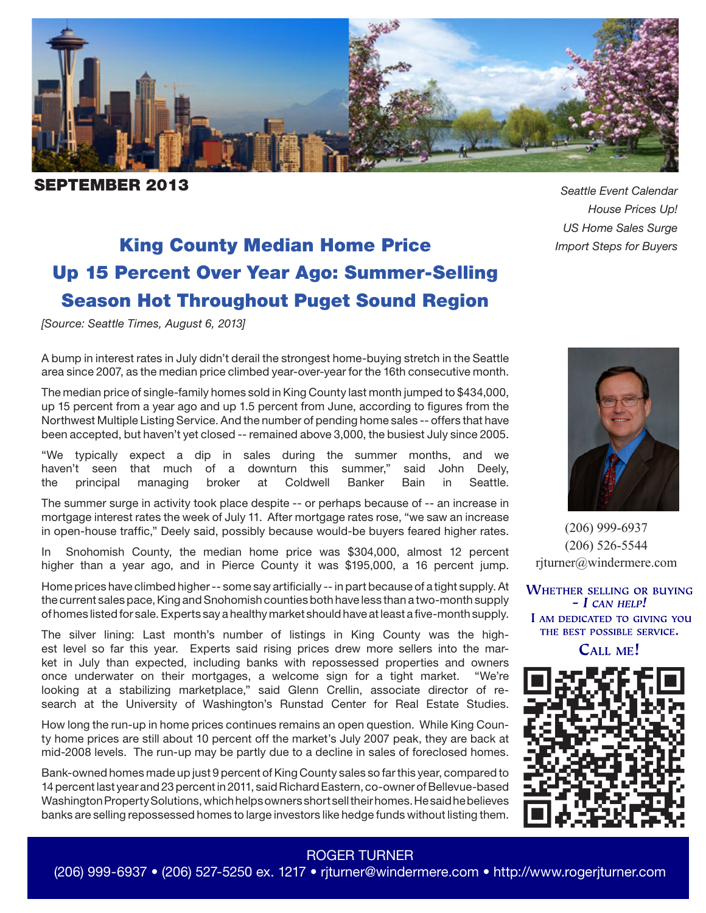**SEPTEMBER 2013**

*Seattle Event Calendar*
*House Prices Up!*
*US Home Sales Surge*
*Import Steps for Buyers*

# King County Median Home Price Up 15 Percent Over Year Ago: Summer-Selling Season Hot Throughout Puget Sound Region

*[Source: Seattle Times, August 6, 2013]*

A bump in interest rates in July didn't derail the strongest home-buying stretch in the Seattle area since 2007, as the median price climbed year-over-year for the 16th consecutive month.

The median price of single-family homes sold in King County last month jumped to $434,000, up 15 percent from a year ago and up 1.5 percent from June, according to figures from the Northwest Multiple Listing Service. And the number of pending home sales -- offers that have been accepted, but haven't yet closed -- remained above 3,000, the busiest July since 2005.

"We typically expect a dip in sales during the summer months, and we haven't seen that much of a downturn this summer," said John Deely, the principal managing broker at Coldwell Banker Bain in Seattle.

The summer surge in activity took place despite -- or perhaps because of -- an increase in mortgage interest rates the week of July 11. After mortgage rates rose, "we saw an increase in open-house traffic," Deely said, possibly because would-be buyers feared higher rates.

In Snohomish County, the median home price was $304,000, almost 12 percent higher than a year ago, and in Pierce County it was $195,000, a 16 percent jump.

Home prices have climbed higher -- some say artificially -- in part because of a tight supply. At the current sales pace, King and Snohomish counties both have less than a two-month supply of homes listed for sale. Experts say a healthy market should have at least a five-month supply.

The silver lining: Last month's number of listings in King County was the highest level so far this year. Experts said rising prices drew more sellers into the market in July than expected, including banks with repossessed properties and owners once underwater on their mortgages, a welcome sign for a tight market. "We're looking at a stabilizing marketplace," said Glenn Crellin, associate director of research at the University of Washington's Runstad Center for Real Estate Studies.

How long the run-up in home prices continues remains an open question. While King County home prices are still about 10 percent off the market's July 2007 peak, they are back at mid-2008 levels. The run-up may be partly due to a decline in sales of foreclosed homes.

Bank-owned homes made up just 9 percent of King County sales so far this year, compared to 14 percent last year and 23 percent in 2011, said Richard Eastern, co-owner of Bellevue-based Washington Property Solutions, which helps owners short sell their homes. He said he believes banks are selling repossessed homes to large investors like hedge funds without listing them.

(206) 999-6937
(206) 526-5544
rjturner@windermere.com

**WHETHER SELLING OR BUYING – *I CAN HELP!***
**I AM DEDICATED TO GIVING YOU THE BEST POSSIBLE SERVICE.**
**CALL ME!**

ROGER TURNER
(206) 999-6937 • (206) 527-5250 ex. 1217 • rjturner@windermere.com • http://www.rogerjturner.com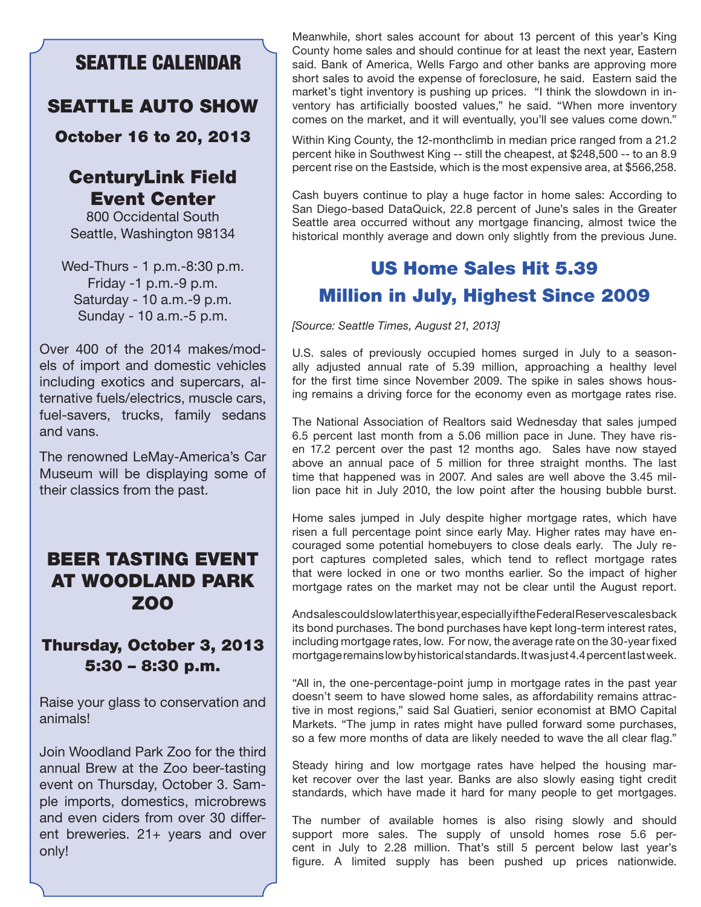## SEATTLE CALENDAR

### SEATTLE AUTO SHOW

**October 16 to 20, 2013**

### CenturyLink Field Event Center

800 Occidental South
Seattle, Washington 98134

Wed-Thurs - 1 p.m.-8:30 p.m.
Friday -1 p.m.-9 p.m.
Saturday - 10 a.m.-9 p.m.
Sunday - 10 a.m.-5 p.m.

Over 400 of the 2014 makes/models of import and domestic vehicles including exotics and supercars, alternative fuels/electrics, muscle cars, fuel-savers, trucks, family sedans and vans.

The renowned LeMay-America's Car Museum will be displaying some of their classics from the past.

### BEER TASTING EVENT AT WOODLAND PARK ZOO

**Thursday, October 3, 2013**
**5:30 – 8:30 p.m.**

Raise your glass to conservation and animals!

Join Woodland Park Zoo for the third annual Brew at the Zoo beer-tasting event on Thursday, October 3. Sample imports, domestics, microbrews and even ciders from over 30 different breweries. 21+ years and over only!

Meanwhile, short sales account for about 13 percent of this year's King County home sales and should continue for at least the next year, Eastern said. Bank of America, Wells Fargo and other banks are approving more short sales to avoid the expense of foreclosure, he said. Eastern said the market's tight inventory is pushing up prices. "I think the slowdown in inventory has artificially boosted values," he said. "When more inventory comes on the market, and it will eventually, you'll see values come down."

Within King County, the 12-monthclimb in median price ranged from a 21.2 percent hike in Southwest King -- still the cheapest, at $248,500 -- to an 8.9 percent rise on the Eastside, which is the most expensive area, at $566,258.

Cash buyers continue to play a huge factor in home sales: According to San Diego-based DataQuick, 22.8 percent of June's sales in the Greater Seattle area occurred without any mortgage financing, almost twice the historical monthly average and down only slightly from the previous June.

## US Home Sales Hit 5.39 Million in July, Highest Since 2009

*[Source: Seattle Times, August 21, 2013]*

U.S. sales of previously occupied homes surged in July to a seasonally adjusted annual rate of 5.39 million, approaching a healthy level for the first time since November 2009. The spike in sales shows housing remains a driving force for the economy even as mortgage rates rise.

The National Association of Realtors said Wednesday that sales jumped 6.5 percent last month from a 5.06 million pace in June. They have risen 17.2 percent over the past 12 months ago. Sales have now stayed above an annual pace of 5 million for three straight months. The last time that happened was in 2007. And sales are well above the 3.45 million pace hit in July 2010, the low point after the housing bubble burst.

Home sales jumped in July despite higher mortgage rates, which have risen a full percentage point since early May. Higher rates may have encouraged some potential homebuyers to close deals early. The July report captures completed sales, which tend to reflect mortgage rates that were locked in one or two months earlier. So the impact of higher mortgage rates on the market may not be clear until the August report.

And sales could slow later this year, especially if the Federal Reserve scales back its bond purchases. The bond purchases have kept long-term interest rates, including mortgage rates, low. For now, the average rate on the 30-year fixed mortgage remains low by historical standards. It was just 4.4 percent last week.

"All in, the one-percentage-point jump in mortgage rates in the past year doesn't seem to have slowed home sales, as affordability remains attractive in most regions," said Sal Guatieri, senior economist at BMO Capital Markets. "The jump in rates might have pulled forward some purchases, so a few more months of data are likely needed to wave the all clear flag."

Steady hiring and low mortgage rates have helped the housing market recover over the last year. Banks are also slowly easing tight credit standards, which have made it hard for many people to get mortgages.

The number of available homes is also rising slowly and should support more sales. The supply of unsold homes rose 5.6 percent in July to 2.28 million. That's still 5 percent below last year's figure. A limited supply has been pushed up prices nationwide.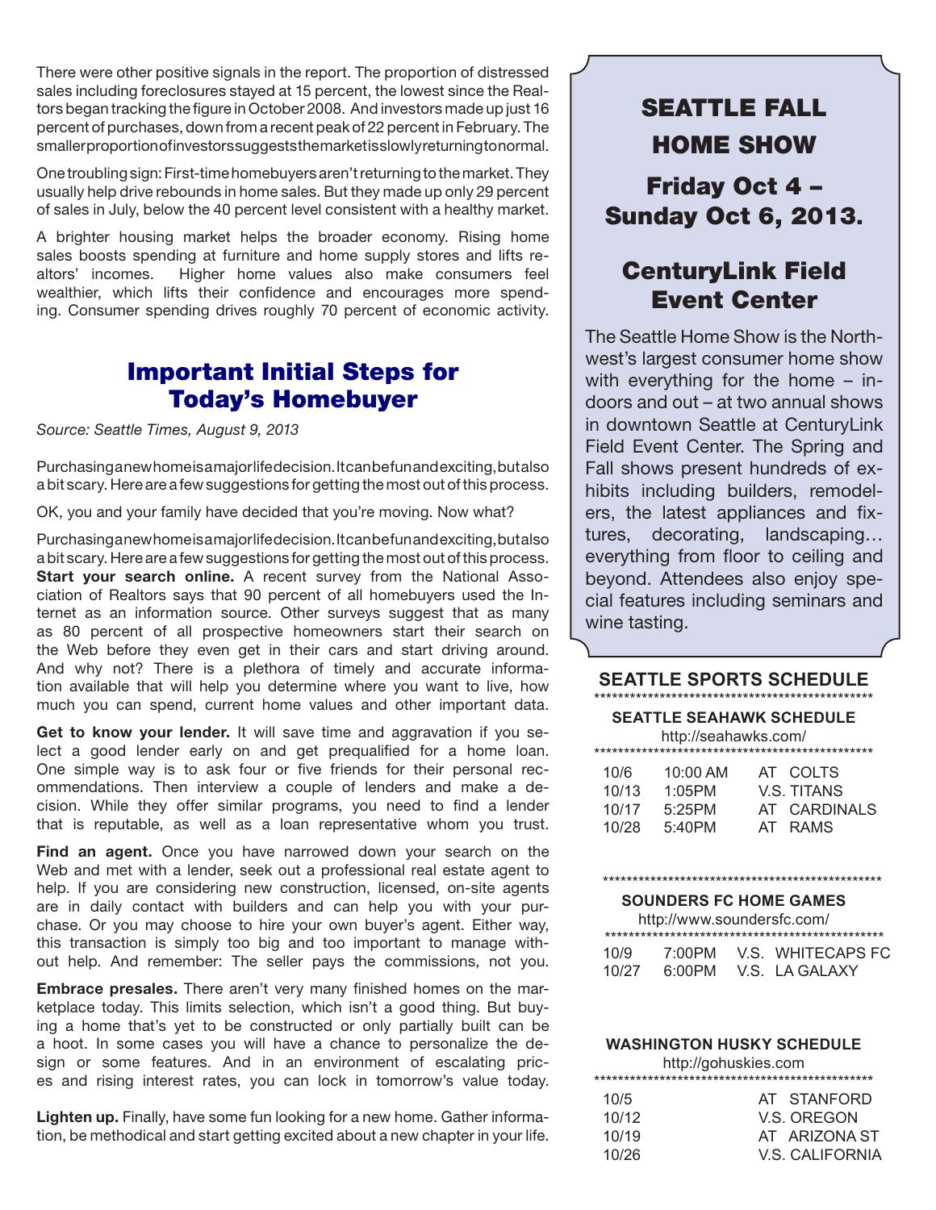There were other positive signals in the report. The proportion of distressed sales including foreclosures stayed at 15 percent, the lowest since the Realtors began tracking the figure in October 2008. And investors made up just 16 percent of purchases, down from a recent peak of 22 percent in February. The smaller proportion of investors suggests the market is slowly returning to normal.

One troubling sign: First-time homebuyers aren't returning to the market. They usually help drive rebounds in home sales. But they made up only 29 percent of sales in July, below the 40 percent level consistent with a healthy market.

A brighter housing market helps the broader economy. Rising home sales boosts spending at furniture and home supply stores and lifts realtors' incomes. Higher home values also make consumers feel wealthier, which lifts their confidence and encourages more spending. Consumer spending drives roughly 70 percent of economic activity.

## Important Initial Steps for Today's Homebuyer

*Source: Seattle Times, August 9, 2013*

Purchasing a new home is a major life decision. It can be fun and exciting, but also a bit scary. Here are a few suggestions for getting the most out of this process.

OK, you and your family have decided that you're moving. Now what?

Purchasing a new home is a major life decision. It can be fun and exciting, but also a bit scary. Here are a few suggestions for getting the most out of this process.

**Start your search online.** A recent survey from the National Association of Realtors says that 90 percent of all homebuyers used the Internet as an information source. Other surveys suggest that as many as 80 percent of all prospective homeowners start their search on the Web before they even get in their cars and start driving around. And why not? There is a plethora of timely and accurate information available that will help you determine where you want to live, how much you can spend, current home values and other important data.

**Get to know your lender.** It will save time and aggravation if you select a good lender early on and get prequalified for a home loan. One simple way is to ask four or five friends for their personal recommendations. Then interview a couple of lenders and make a decision. While they offer similar programs, you need to find a lender that is reputable, as well as a loan representative whom you trust.

**Find an agent.** Once you have narrowed down your search on the Web and met with a lender, seek out a professional real estate agent to help. If you are considering new construction, licensed, on-site agents are in daily contact with builders and can help you with your purchase. Or you may choose to hire your own buyer's agent. Either way, this transaction is simply too big and too important to manage without help. And remember: The seller pays the commissions, not you.

**Embrace presales.** There aren't very many finished homes on the marketplace today. This limits selection, which isn't a good thing. But buying a home that's yet to be constructed or only partially built can be a hoot. In some cases you will have a chance to personalize the design or some features. And in an environment of escalating prices and rising interest rates, you can lock in tomorrow's value today.

**Lighten up.** Finally, have some fun looking for a new home. Gather information, be methodical and start getting excited about a new chapter in your life.

## SEATTLE FALL HOME SHOW

### Friday Oct 4 – Sunday Oct 6, 2013.

### CenturyLink Field Event Center

The Seattle Home Show is the Northwest's largest consumer home show with everything for the home – indoors and out – at two annual shows in downtown Seattle at CenturyLink Field Event Center. The Spring and Fall shows present hundreds of exhibits including builders, remodelers, the latest appliances and fixtures, decorating, landscaping… everything from floor to ceiling and beyond. Attendees also enjoy special features including seminars and wine tasting.

## SEATTLE SPORTS SCHEDULE

**SEATTLE SEAHAWK SCHEDULE**
http://seahawks.com/

| Date | Time | Opponent |
|---|---|---|
| 10/6 | 10:00 AM | AT COLTS |
| 10/13 | 1:05PM | V.S. TITANS |
| 10/17 | 5:25PM | AT CARDINALS |
| 10/28 | 5:40PM | AT RAMS |

**SOUNDERS FC HOME GAMES**
http://www.soundersfc.com/

| Date | Time | Opponent |
|---|---|---|
| 10/9 | 7:00PM | V.S. WHITECAPS FC |
| 10/27 | 6:00PM | V.S. LA GALAXY |

**WASHINGTON HUSKY SCHEDULE**
http://gohuskies.com

| Date | Opponent |
|---|---|
| 10/5 | AT STANFORD |
| 10/12 | V.S. OREGON |
| 10/19 | AT ARIZONA ST |
| 10/26 | V.S. CALIFORNIA |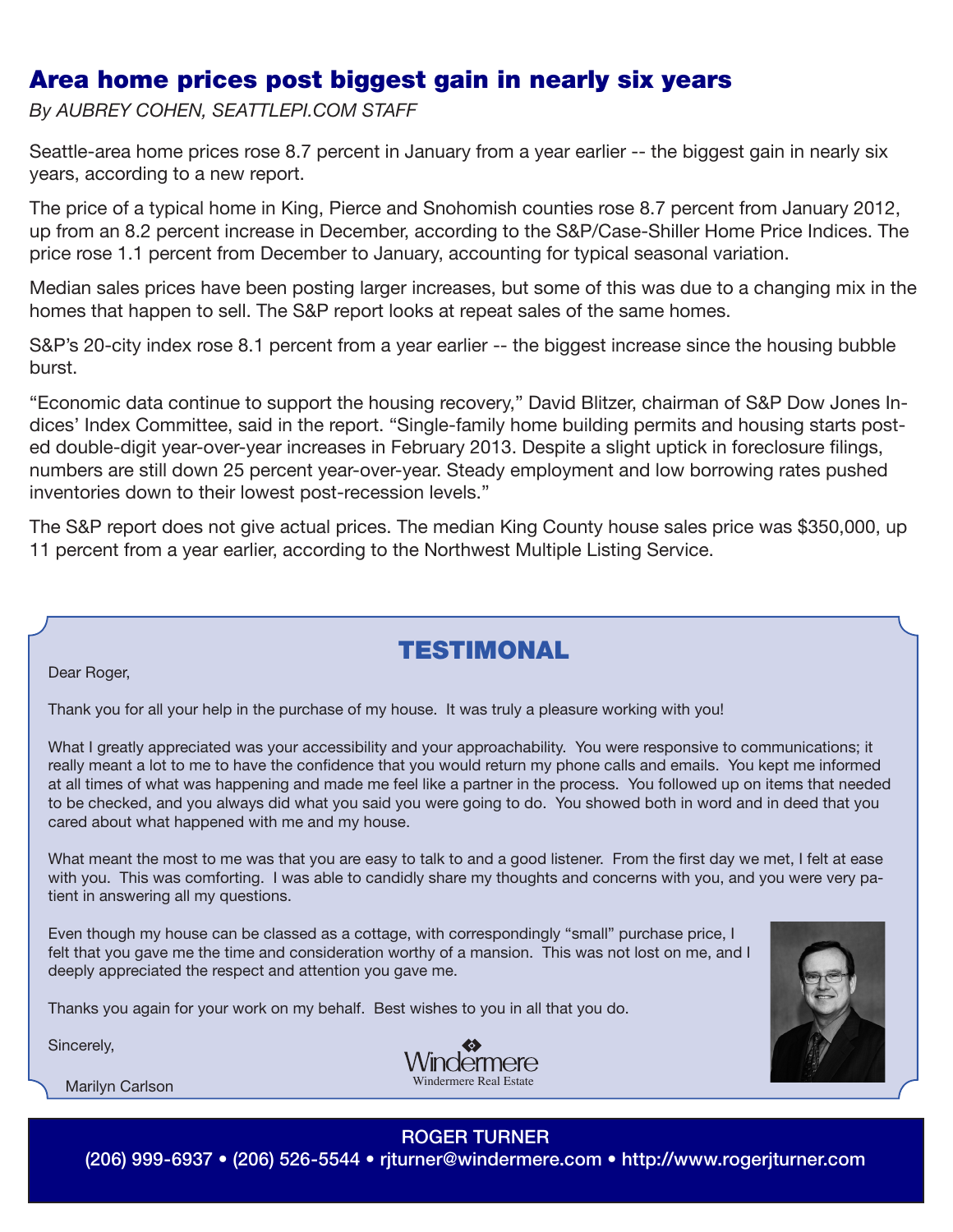## Area home prices post biggest gain in nearly six years

*By AUBREY COHEN, SEATTLEPI.COM STAFF*

Seattle-area home prices rose 8.7 percent in January from a year earlier -- the biggest gain in nearly six years, according to a new report.

The price of a typical home in King, Pierce and Snohomish counties rose 8.7 percent from January 2012, up from an 8.2 percent increase in December, according to the S&P/Case-Shiller Home Price Indices. The price rose 1.1 percent from December to January, accounting for typical seasonal variation.

Median sales prices have been posting larger increases, but some of this was due to a changing mix in the homes that happen to sell. The S&P report looks at repeat sales of the same homes.

S&P's 20-city index rose 8.1 percent from a year earlier -- the biggest increase since the housing bubble burst.

"Economic data continue to support the housing recovery," David Blitzer, chairman of S&P Dow Jones Indices' Index Committee, said in the report. "Single-family home building permits and housing starts posted double-digit year-over-year increases in February 2013. Despite a slight uptick in foreclosure filings, numbers are still down 25 percent year-over-year. Steady employment and low borrowing rates pushed inventories down to their lowest post-recession levels."

The S&P report does not give actual prices. The median King County house sales price was $350,000, up 11 percent from a year earlier, according to the Northwest Multiple Listing Service.

## TESTIMONAL

Dear Roger,

Thank you for all your help in the purchase of my house. It was truly a pleasure working with you!

What I greatly appreciated was your accessibility and your approachability. You were responsive to communications; it really meant a lot to me to have the confidence that you would return my phone calls and emails. You kept me informed at all times of what was happening and made me feel like a partner in the process. You followed up on items that needed to be checked, and you always did what you said you were going to do. You showed both in word and in deed that you cared about what happened with me and my house.

What meant the most to me was that you are easy to talk to and a good listener. From the first day we met, I felt at ease with you. This was comforting. I was able to candidly share my thoughts and concerns with you, and you were very patient in answering all my questions.

Even though my house can be classed as a cottage, with correspondingly "small" purchase price, I felt that you gave me the time and consideration worthy of a mansion. This was not lost on me, and I deeply appreciated the respect and attention you gave me.

Thanks you again for your work on my behalf. Best wishes to you in all that you do.

Sincerely,

Marilyn Carlson

Windermere
Windermere Real Estate

**ROGER TURNER**

**(206) 999-6937 • (206) 526-5544 • rjturner@windermere.com • http://www.rogerjturner.com**